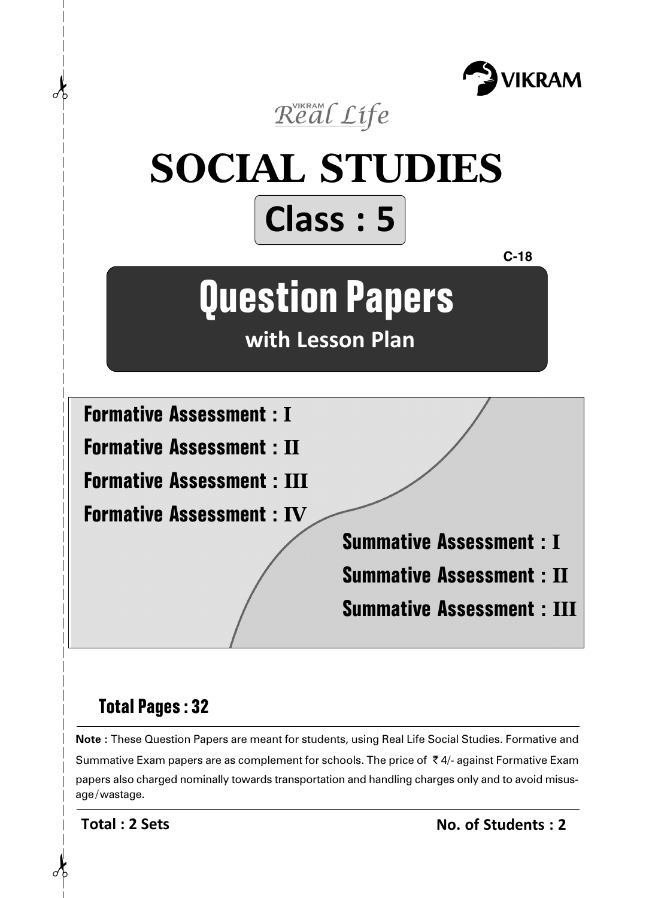VIKRAM

*VIKRAM Real Life*

# SOCIAL STUDIES

## Class : 5

C-18

# Question Papers

**with Lesson Plan**

**Formative Assessment : I**

**Formative Assessment : II**

**Formative Assessment : III**

**Formative Assessment : IV**

**Summative Assessment : I**

**Summative Assessment : II**

**Summative Assessment : III**

**Total Pages : 32**

**Note** : These Question Papers are meant for students, using Real Life Social Studies. Formative and Summative Exam papers are as complement for schools. The price of ₹ 4/- against Formative Exam papers also charged nominally towards transportation and handling charges only and to avoid misusage/wastage.

**Total : 2 Sets** **No. of Students : 2**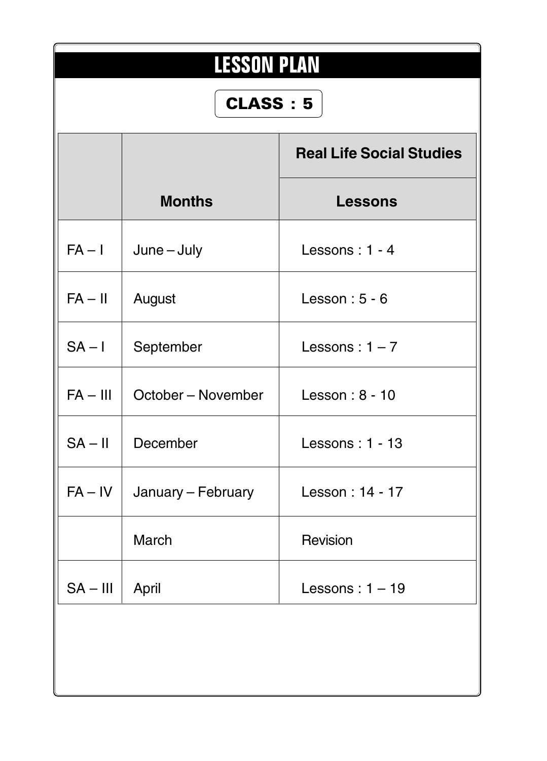# LESSON PLAN

**CLASS : 5**

| | | Real Life Social Studies |
|---|---|---|
| | **Months** | **Lessons** |
| FA – I | June – July | Lessons : 1 - 4 |
| FA – II | August | Lesson : 5 - 6 |
| SA – I | September | Lessons : 1 – 7 |
| FA – III | October – November | Lesson : 8 - 10 |
| SA – II | December | Lessons : 1 - 13 |
| FA – IV | January – February | Lesson : 14 - 17 |
| | March | Revision |
| SA – III | April | Lessons : 1 – 19 |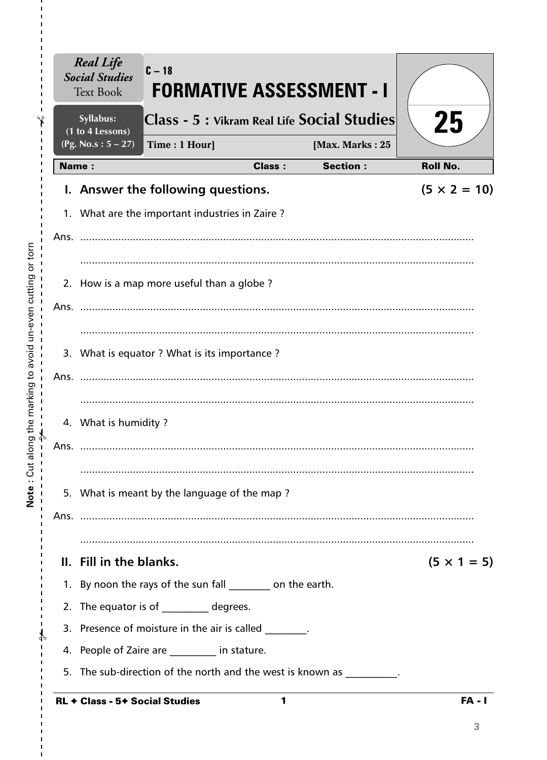**Real Life Social Studies** Text Book

**Syllabus: (1 to 4 Lessons) (Pg. No.s : 5 – 27)**

C – 18

# FORMATIVE ASSESSMENT - I

## Class - 5 : Vikram Real Life Social Studies

**Time : 1 Hour]** **[Max. Marks : 25**

25

**Name :** **Class :** **Section :** **Roll No.**

## I. Answer the following questions. (5 × 2 = 10)

1. What are the important industries in Zaire ?

Ans. ..............................................................................................................................

..............................................................................................................................

2. How is a map more useful than a globe ?

Ans. ..............................................................................................................................

..............................................................................................................................

3. What is equator ? What is its importance ?

Ans. ..............................................................................................................................

..............................................................................................................................

4. What is humidity ?

Ans. ..............................................................................................................................

..............................................................................................................................

5. What is meant by the language of the map ?

Ans. ..............................................................................................................................

..............................................................................................................................

## II. Fill in the blanks. (5 × 1 = 5)

1. By noon the rays of the sun fall ________ on the earth.
2. The equator is of _________ degrees.
3. Presence of moisture in the air is called ________.
4. People of Zaire are _________ in stature.
5. The sub-direction of the north and the west is known as __________.

Note : Cut along the marking to avoid un-even cutting or torn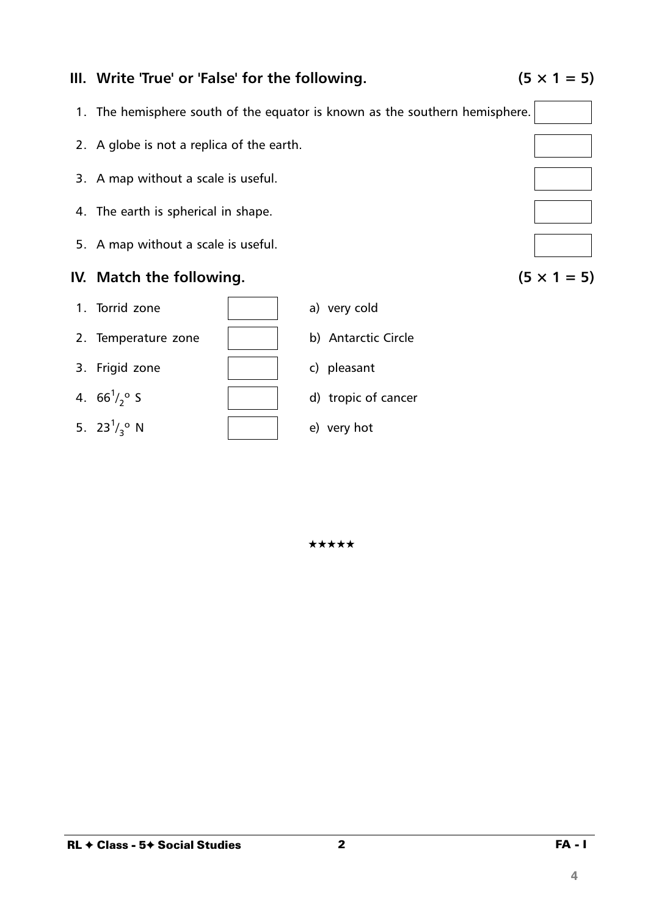### III. Write 'True' or 'False' for the following. (5 × 1 = 5)

1. The hemisphere south of the equator is known as the southern hemisphere. [ ]
2. A globe is not a replica of the earth. [ ]
3. A map without a scale is useful. [ ]
4. The earth is spherical in shape. [ ]
5. A map without a scale is useful. [ ]

### IV. Match the following. (5 × 1 = 5)

| | | | |
|---|---|---|---|
| 1. Torrid zone | [ ] | a) very cold |
| 2. Temperature zone | [ ] | b) Antarctic Circle |
| 3. Frigid zone | [ ] | c) pleasant |
| 4. $66^1/_2$° S | [ ] | d) tropic of cancer |
| 5. $23^1/_3$° N | [ ] | e) very hot |

★★★★★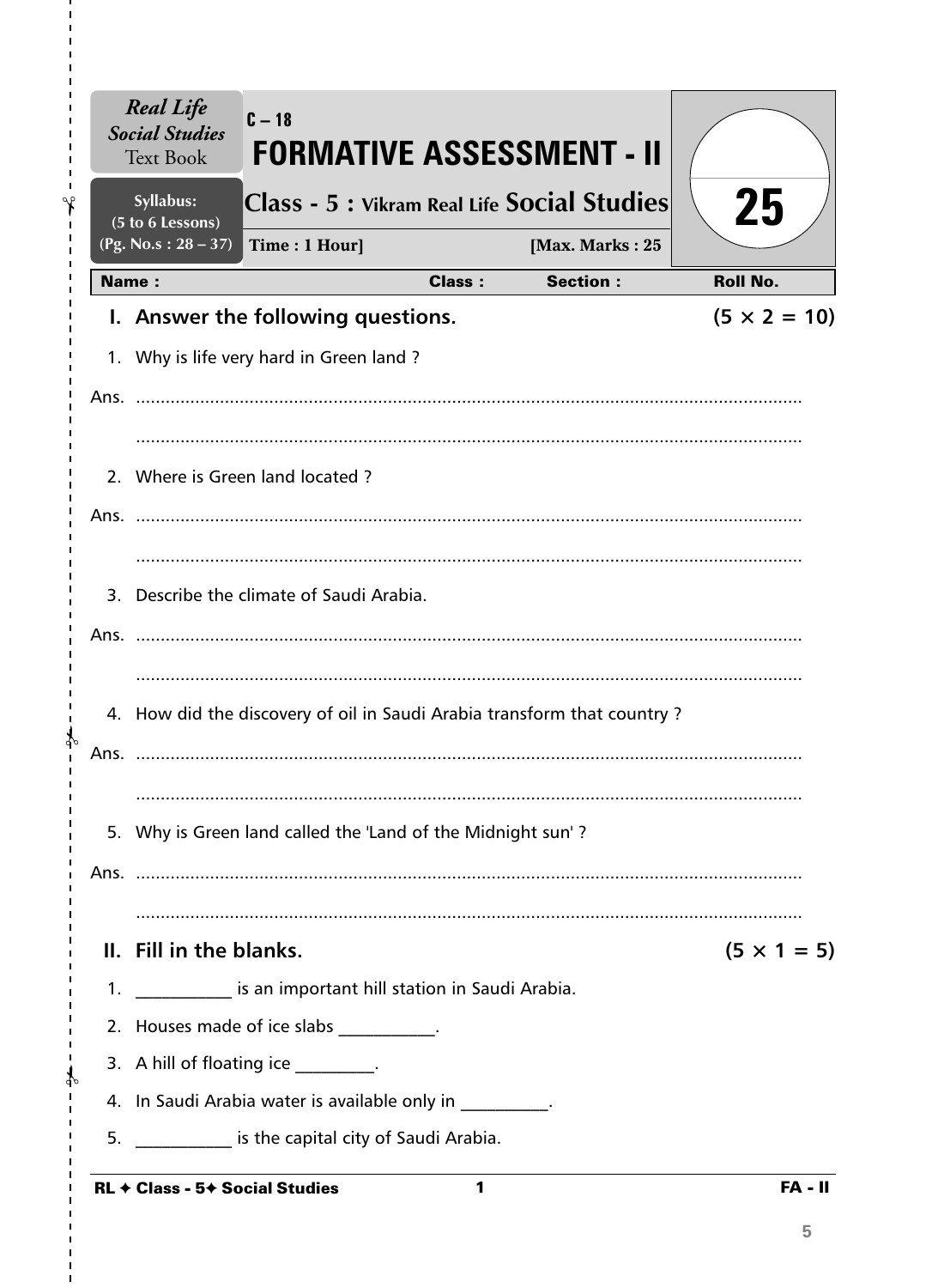**Real Life Social Studies** Text Book

**Syllabus:** (5 to 6 Lessons) (Pg. No.s : 28 – 37)

C – 18

# FORMATIVE ASSESSMENT - II

## Class - 5 : Vikram Real Life Social Studies

Time : 1 Hour] [Max. Marks : 25

25

| Name : | Class : | Section : | Roll No. |
|---|---|---|---|

## I. Answer the following questions. (5 × 2 = 10)

1. Why is life very hard in Green land ?

Ans. ..........................................................................................................................

..........................................................................................................................

2. Where is Green land located ?

Ans. ..........................................................................................................................

..........................................................................................................................

3. Describe the climate of Saudi Arabia.

Ans. ..........................................................................................................................

..........................................................................................................................

4. How did the discovery of oil in Saudi Arabia transform that country ?

Ans. ..........................................................................................................................

..........................................................................................................................

5. Why is Green land called the 'Land of the Midnight sun' ?

Ans. ..........................................................................................................................

..........................................................................................................................

## II. Fill in the blanks. (5 × 1 = 5)

1. ___________ is an important hill station in Saudi Arabia.
2. Houses made of ice slabs ___________.
3. A hill of floating ice _________.
4. In Saudi Arabia water is available only in __________.
5. ___________ is the capital city of Saudi Arabia.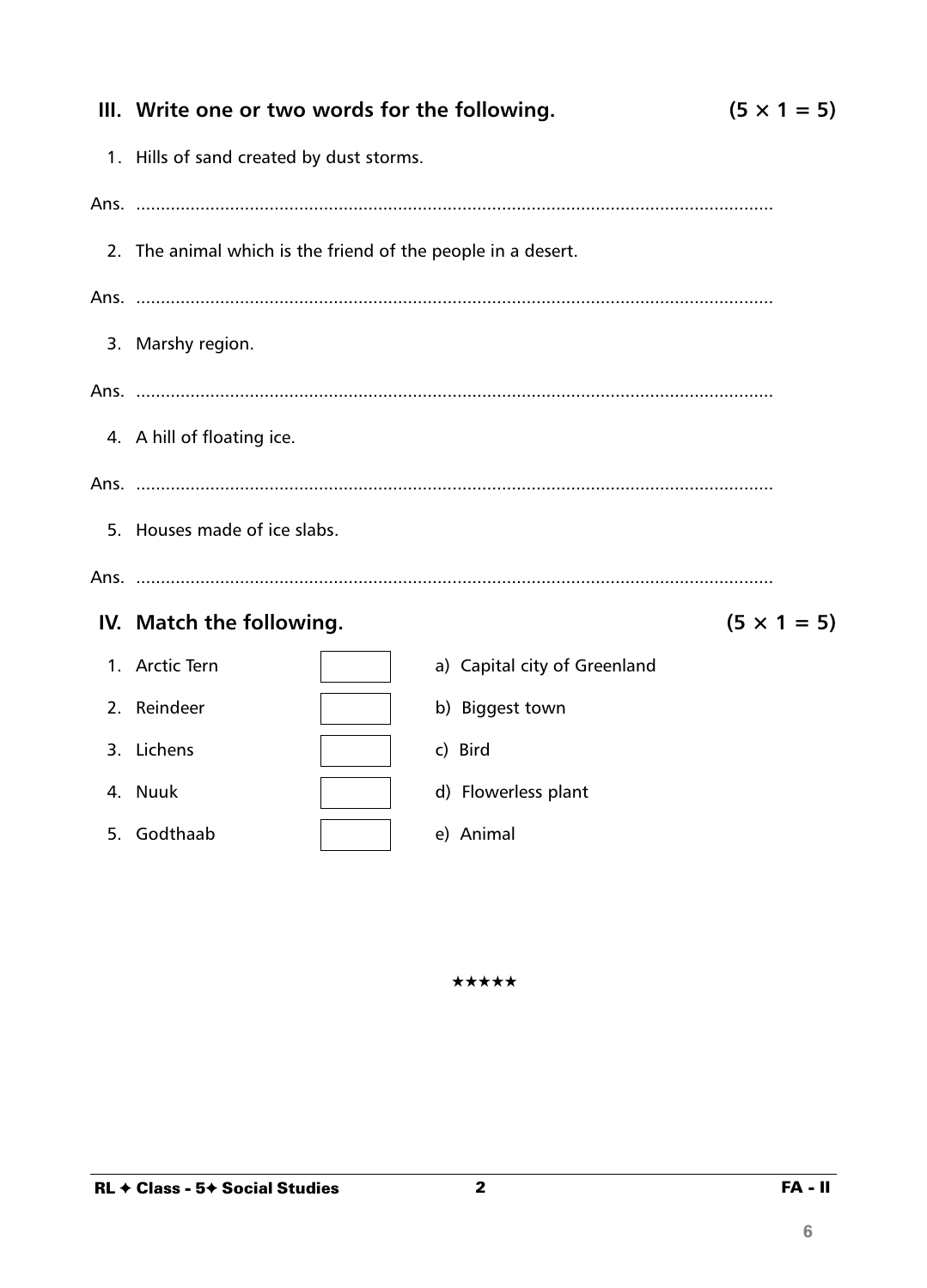## III. Write one or two words for the following. (5 × 1 = 5)

1. Hills of sand created by dust storms.

Ans. ..................................................................................................................................

2. The animal which is the friend of the people in a desert.

Ans. ..................................................................................................................................

3. Marshy region.

Ans. ..................................................................................................................................

4. A hill of floating ice.

Ans. ..................................................................................................................................

5. Houses made of ice slabs.

Ans. ..................................................................................................................................

## IV. Match the following. (5 × 1 = 5)

| | | |
|---|---|---|
| 1. Arctic Tern | | a) Capital city of Greenland |
| 2. Reindeer | | b) Biggest town |
| 3. Lichens | | c) Bird |
| 4. Nuuk | | d) Flowerless plant |
| 5. Godthaab | | e) Animal |

★★★★★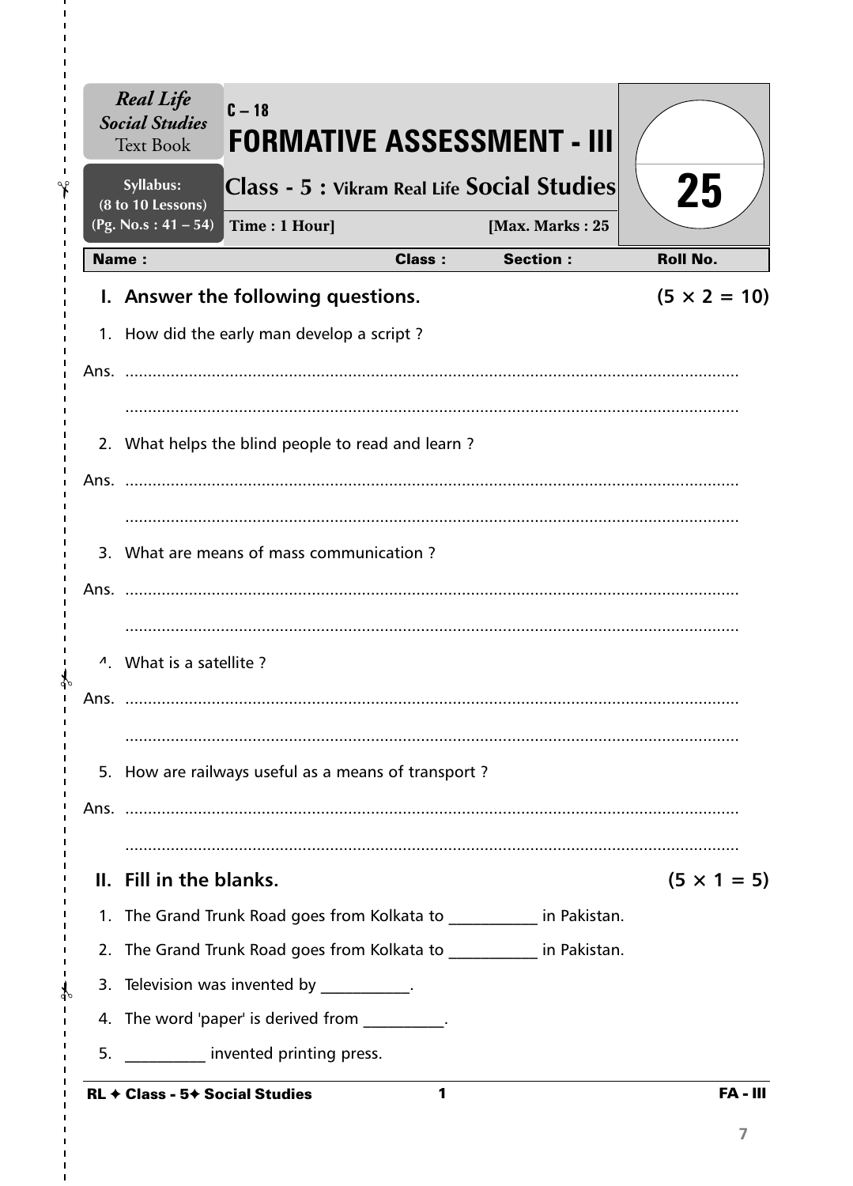| Real Life Social Studies Text Book | C – 18 **FORMATIVE ASSESSMENT - III** | |
|---|---|---|
| Syllabus: (8 to 10 Lessons) (Pg. No.s : 41 – 54) | Class - 5 : Vikram Real Life Social Studies | 25 |
| | Time : 1 Hour] [Max. Marks : 25 | |

**Name :** **Class :** **Section :** **Roll No.**

## I. Answer the following questions. (5 × 2 = 10)

1. How did the early man develop a script ?

Ans. ..................................................................................................................................

..................................................................................................................................

2. What helps the blind people to read and learn ?

Ans. ..................................................................................................................................

..................................................................................................................................

3. What are means of mass communication ?

Ans. ..................................................................................................................................

..................................................................................................................................

4. What is a satellite ?

Ans. ..................................................................................................................................

..................................................................................................................................

5. How are railways useful as a means of transport ?

Ans. ..................................................................................................................................

..................................................................................................................................

## II. Fill in the blanks. (5 × 1 = 5)

1. The Grand Trunk Road goes from Kolkata to ___________ in Pakistan.
2. The Grand Trunk Road goes from Kolkata to ___________ in Pakistan.
3. Television was invented by ___________.
4. The word 'paper' is derived from __________.
5. __________ invented printing press.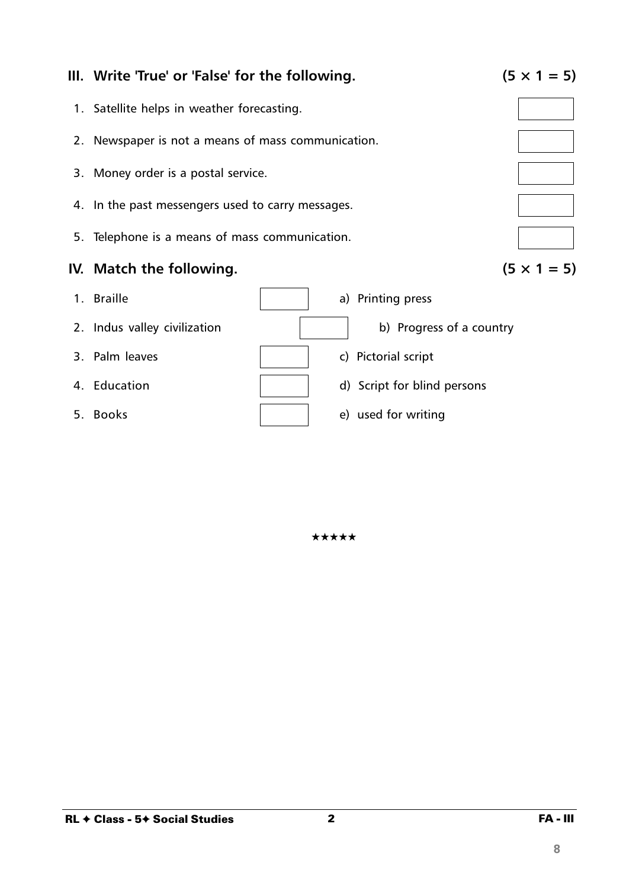### III. Write 'True' or 'False' for the following. (5 × 1 = 5)

1. Satellite helps in weather forecasting. [ ]
2. Newspaper is not a means of mass communication. [ ]
3. Money order is a postal service. [ ]
4. In the past messengers used to carry messages. [ ]
5. Telephone is a means of mass communication. [ ]

### IV. Match the following. (5 × 1 = 5)

| | | |
|---|---|---|
| 1. Braille | [ ] | a) Printing press |
| 2. Indus valley civilization | [ ] | b) Progress of a country |
| 3. Palm leaves | [ ] | c) Pictorial script |
| 4. Education | [ ] | d) Script for blind persons |
| 5. Books | [ ] | e) used for writing |

★★★★★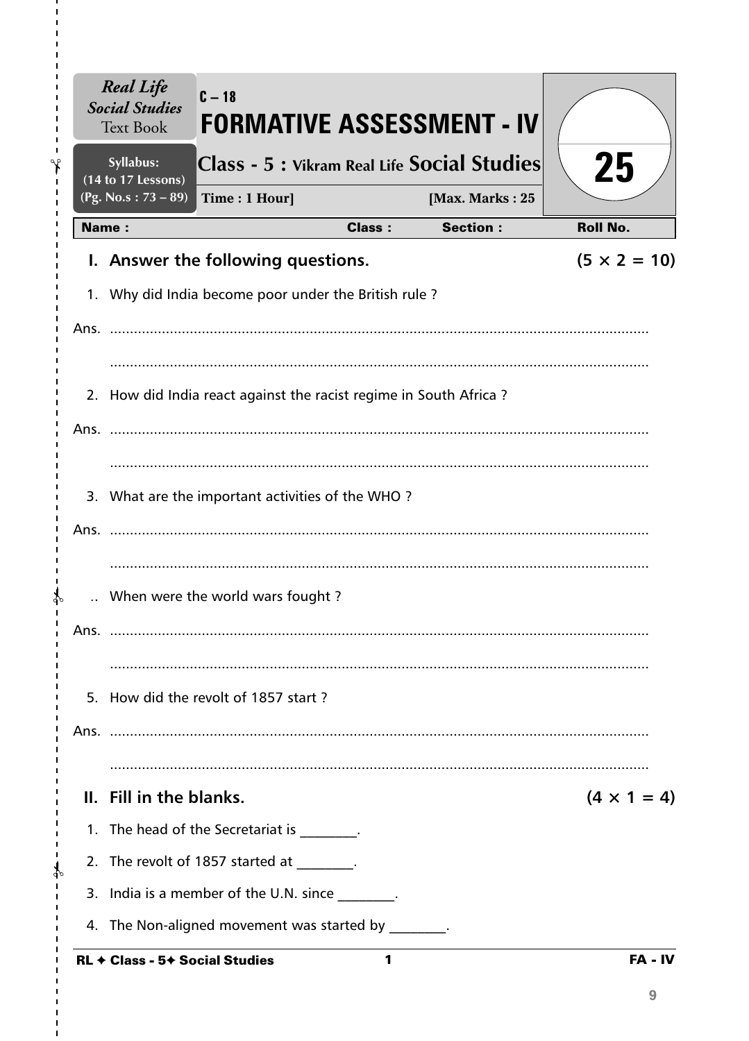*Real Life Social Studies* Text Book

Syllabus: (14 to 17 Lessons) (Pg. No.s : 73 – 89)

C – 18

# FORMATIVE ASSESSMENT - IV

## Class - 5 : Vikram Real Life Social Studies

Time : 1 Hour]　　　　[Max. Marks : 25

25

| Name : | Class : | Section : | Roll No. |
|---|---|---|---|

### I. Answer the following questions. (5 × 2 = 10)

1. Why did India become poor under the British rule ?

Ans. ..................................................................................................................................

..................................................................................................................................

2. How did India react against the racist regime in South Africa ?

Ans. ..................................................................................................................................

..................................................................................................................................

3. What are the important activities of the WHO ?

Ans. ..................................................................................................................................

..................................................................................................................................

.. When were the world wars fought ?

Ans. ..................................................................................................................................

..................................................................................................................................

5. How did the revolt of 1857 start ?

Ans. ..................................................................................................................................

..................................................................................................................................

### II. Fill in the blanks. (4 × 1 = 4)

1. The head of the Secretariat is ________.
2. The revolt of 1857 started at ________.
3. India is a member of the U.N. since ________.
4. The Non-aligned movement was started by ________.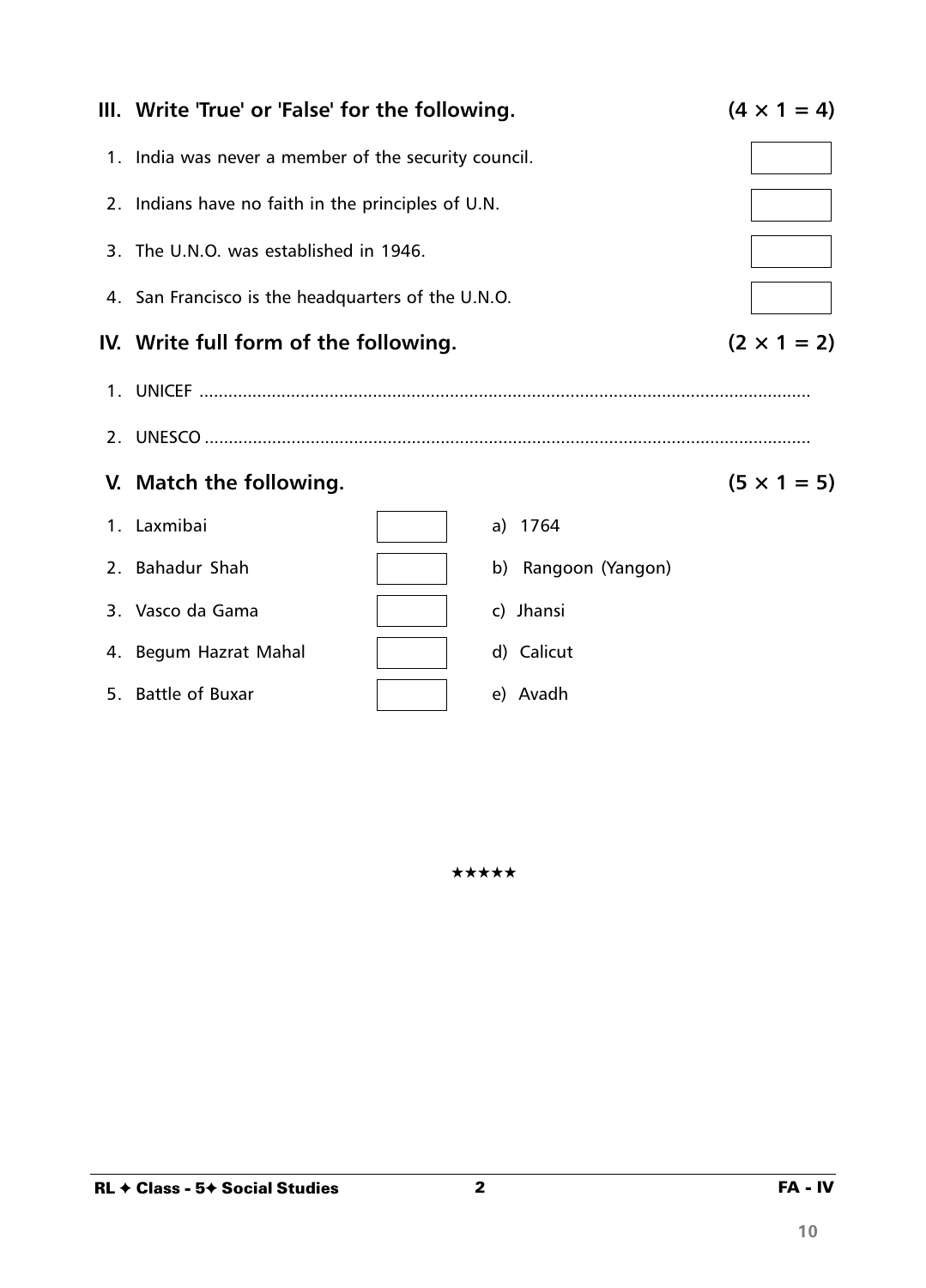## III. Write 'True' or 'False' for the following. (4 × 1 = 4)

1. India was never a member of the security council.
2. Indians have no faith in the principles of U.N.
3. The U.N.O. was established in 1946.
4. San Francisco is the headquarters of the U.N.O.

## IV. Write full form of the following. (2 × 1 = 2)

1. UNICEF ..............................................................................................................
2. UNESCO ............................................................................................................

## V. Match the following. (5 × 1 = 5)

| | | |
|---|---|---|
| 1. Laxmibai | | a) 1764 |
| 2. Bahadur Shah | | b) Rangoon (Yangon) |
| 3. Vasco da Gama | | c) Jhansi |
| 4. Begum Hazrat Mahal | | d) Calicut |
| 5. Battle of Buxar | | e) Avadh |

★★★★★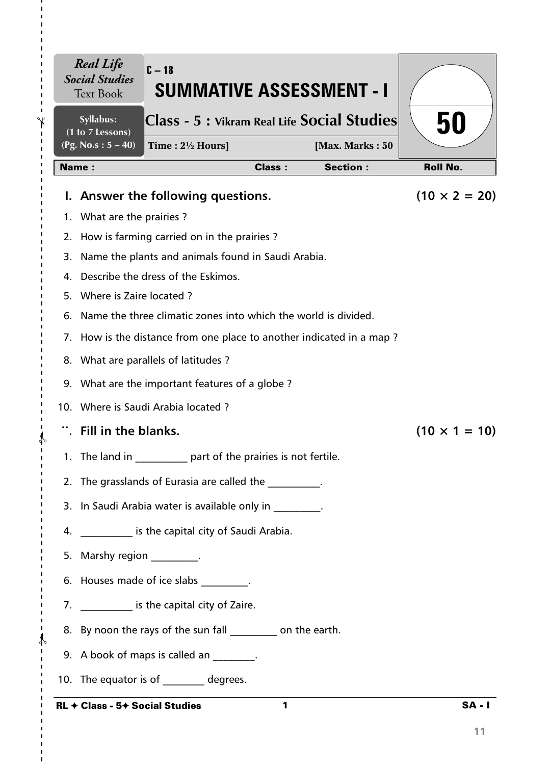*Real Life Social Studies* Text Book

Syllabus: (1 to 7 Lessons) (Pg. No.s : 5 – 40)

C – 18

# SUMMATIVE ASSESSMENT - I

## Class - 5 : Vikram Real Life Social Studies

**Time : 2½ Hours]** **[Max. Marks : 50**

50

**Name :** **Class :** **Section :** **Roll No.**

### I. Answer the following questions. (10 × 2 = 20)

1. What are the prairies ?
2. How is farming carried on in the prairies ?
3. Name the plants and animals found in Saudi Arabia.
4. Describe the dress of the Eskimos.
5. Where is Zaire located ?
6. Name the three climatic zones into which the world is divided.
7. How is the distance from one place to another indicated in a map ?
8. What are parallels of latitudes ?
9. What are the important features of a globe ?
10. Where is Saudi Arabia located ?

### ¨. Fill in the blanks. (10 × 1 = 10)

1. The land in __________ part of the prairies is not fertile.
2. The grasslands of Eurasia are called the __________.
3. In Saudi Arabia water is available only in _________.
4. __________ is the capital city of Saudi Arabia.
5. Marshy region _________.
6. Houses made of ice slabs _________.
7. __________ is the capital city of Zaire.
8. By noon the rays of the sun fall _________ on the earth.
9. A book of maps is called an ________.
10. The equator is of ________ degrees.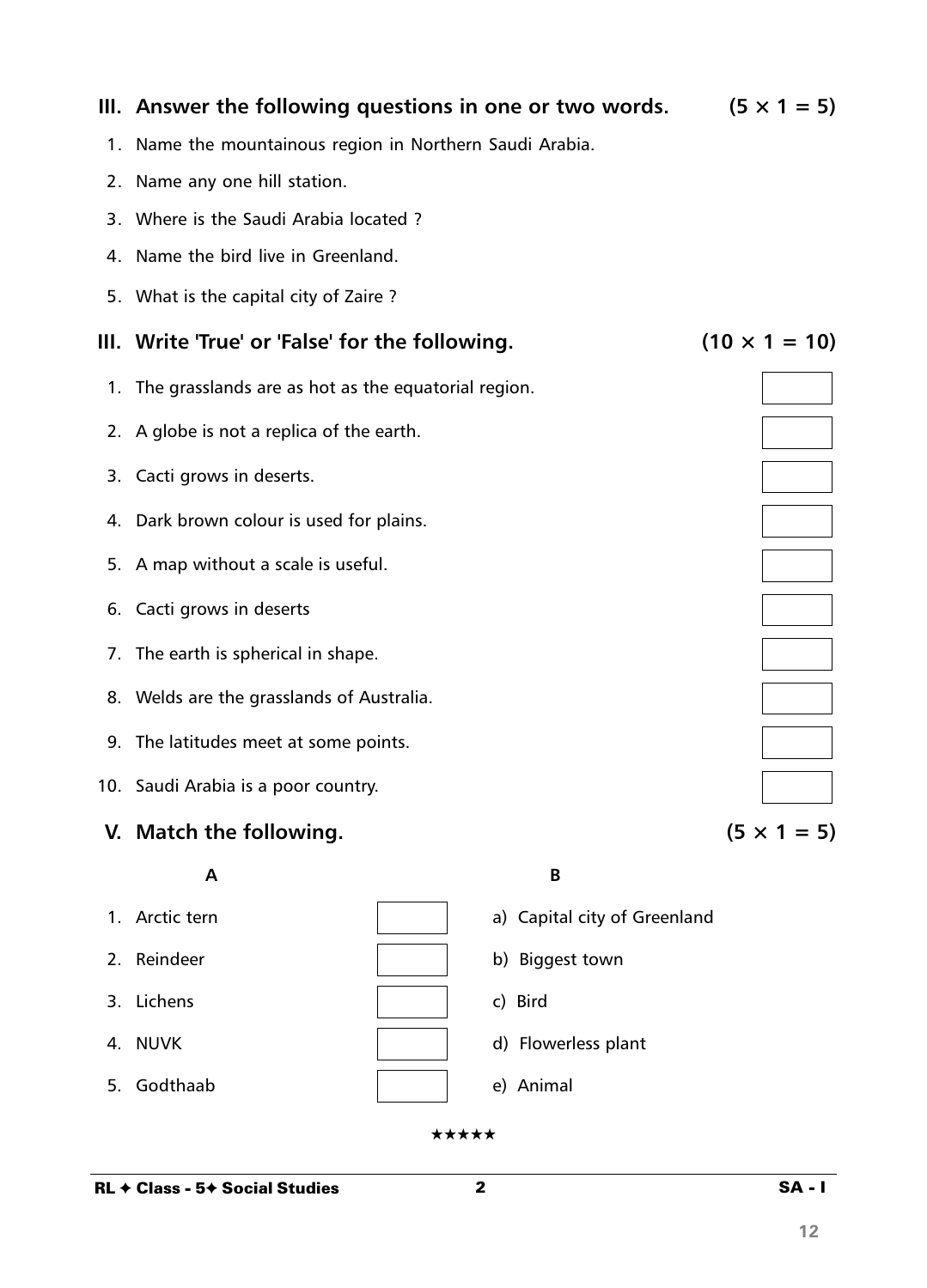## III. Answer the following questions in one or two words. (5 × 1 = 5)

1. Name the mountainous region in Northern Saudi Arabia.
2. Name any one hill station.
3. Where is the Saudi Arabia located ?
4. Name the bird live in Greenland.
5. What is the capital city of Zaire ?

## III. Write 'True' or 'False' for the following. (10 × 1 = 10)

1. The grasslands are as hot as the equatorial region. [ ]
2. A globe is not a replica of the earth. [ ]
3. Cacti grows in deserts. [ ]
4. Dark brown colour is used for plains. [ ]
5. A map without a scale is useful. [ ]
6. Cacti grows in deserts [ ]
7. The earth is spherical in shape. [ ]
8. Welds are the grasslands of Australia. [ ]
9. The latitudes meet at some points. [ ]
10. Saudi Arabia is a poor country. [ ]

## V. Match the following. (5 × 1 = 5)

| A | | B |
|---|---|---|
| 1. Arctic tern | [ ] | a) Capital city of Greenland |
| 2. Reindeer | [ ] | b) Biggest town |
| 3. Lichens | [ ] | c) Bird |
| 4. NUVK | [ ] | d) Flowerless plant |
| 5. Godthaab | [ ] | e) Animal |

★★★★★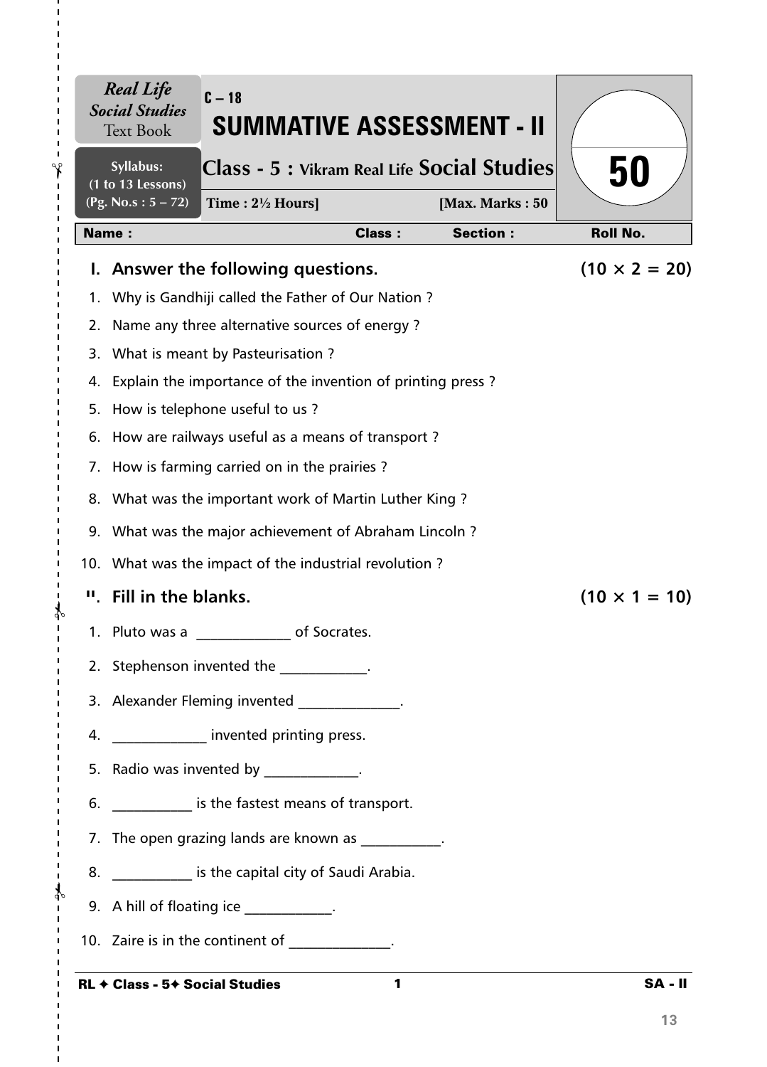| Real Life Social Studies Text Book | C – 18 SUMMATIVE ASSESSMENT - II | 50 |
|---|---|---|
| Syllabus: (1 to 13 Lessons) (Pg. No.s : 5 – 72) | Class - 5 : Vikram Real Life Social Studies | |
| | Time : 2½ Hours] [Max. Marks : 50 | |

**Name :** **Class :** **Section :** **Roll No.**

## I. Answer the following questions. (10 × 2 = 20)

1. Why is Gandhiji called the Father of Our Nation ?
2. Name any three alternative sources of energy ?
3. What is meant by Pasteurisation ?
4. Explain the importance of the invention of printing press ?
5. How is telephone useful to us ?
6. How are railways useful as a means of transport ?
7. How is farming carried on in the prairies ?
8. What was the important work of Martin Luther King ?
9. What was the major achievement of Abraham Lincoln ?
10. What was the impact of the industrial revolution ?

## II. Fill in the blanks. (10 × 1 = 10)

1. Pluto was a _____________ of Socrates.
2. Stephenson invented the ____________.
3. Alexander Fleming invented ______________.
4. _____________ invented printing press.
5. Radio was invented by _____________.
6. ___________ is the fastest means of transport.
7. The open grazing lands are known as ___________.
8. ___________ is the capital city of Saudi Arabia.
9. A hill of floating ice ____________.
10. Zaire is in the continent of ______________.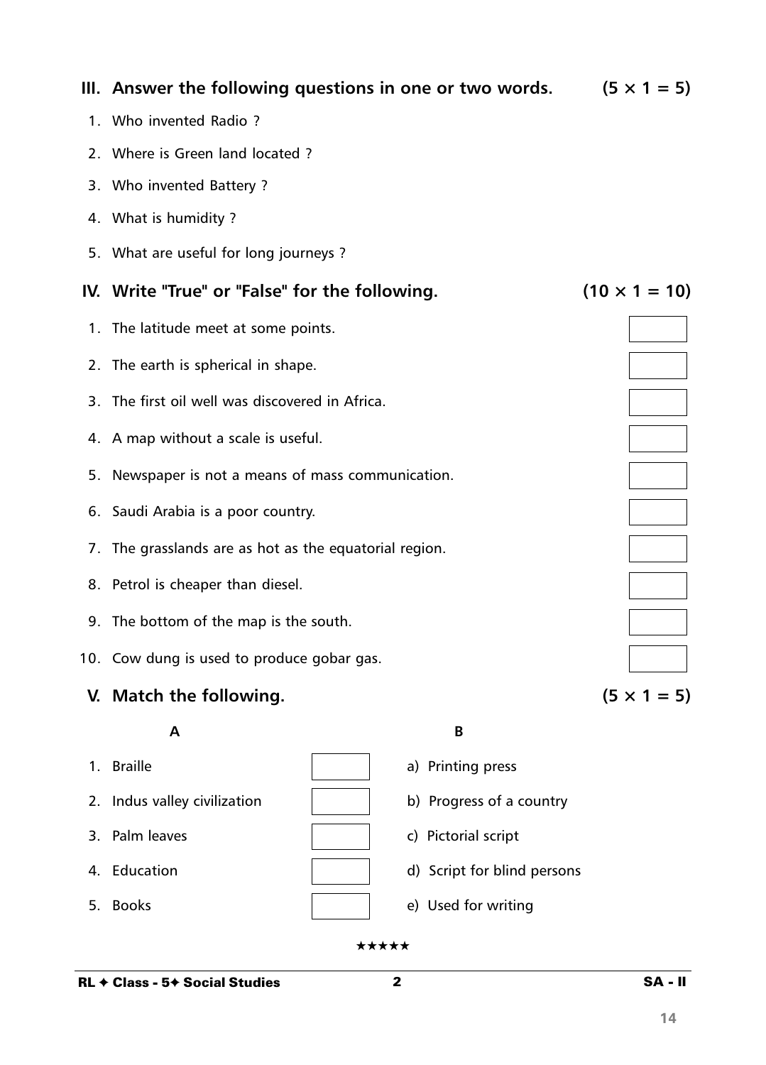## III. Answer the following questions in one or two words. (5 × 1 = 5)

1. Who invented Radio ?
2. Where is Green land located ?
3. Who invented Battery ?
4. What is humidity ?
5. What are useful for long journeys ?

## IV. Write "True" or "False" for the following. (10 × 1 = 10)

1. The latitude meet at some points.
2. The earth is spherical in shape.
3. The first oil well was discovered in Africa.
4. A map without a scale is useful.
5. Newspaper is not a means of mass communication.
6. Saudi Arabia is a poor country.
7. The grasslands are as hot as the equatorial region.
8. Petrol is cheaper than diesel.
9. The bottom of the map is the south.
10. Cow dung is used to produce gobar gas.

## V. Match the following. (5 × 1 = 5)

| A | | B |
|---|---|---|
| 1. Braille | | a) Printing press |
| 2. Indus valley civilization | | b) Progress of a country |
| 3. Palm leaves | | c) Pictorial script |
| 4. Education | | d) Script for blind persons |
| 5. Books | | e) Used for writing |

★★★★★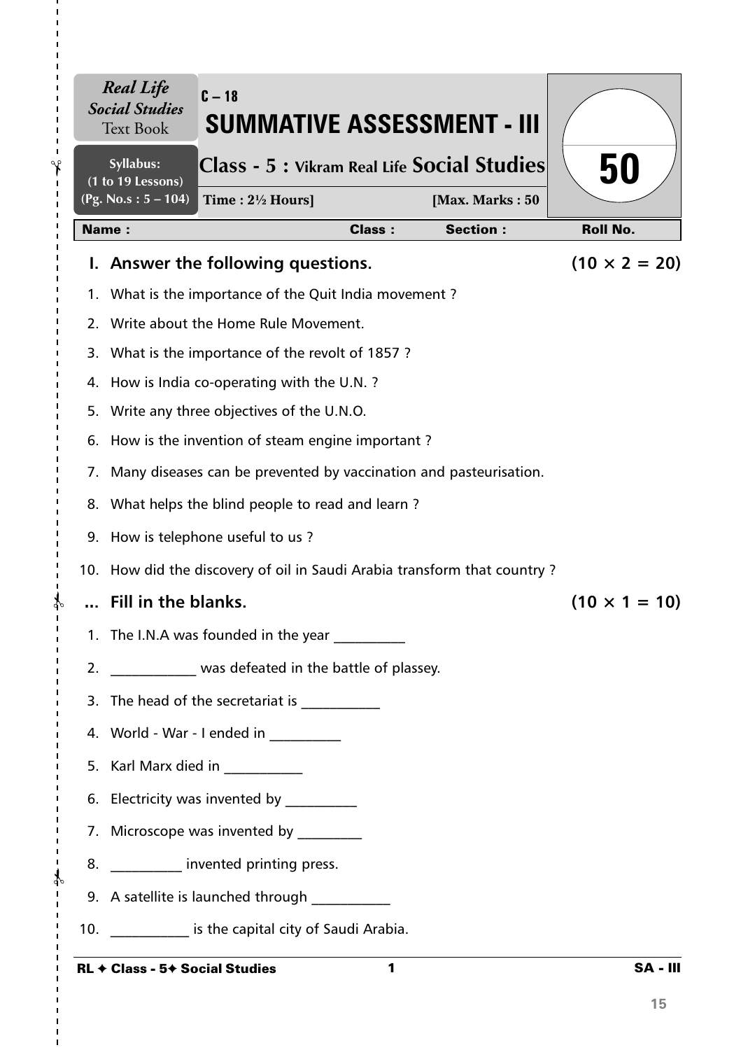*Real Life Social Studies* Text Book

Syllabus: (1 to 19 Lessons) (Pg. No.s : 5 – 104)

C – 18

# SUMMATIVE ASSESSMENT - III

## Class - 5 : Vikram Real Life Social Studies

Time : 2½ Hours] [Max. Marks : 50

50

| Name : | Class : | Section : | Roll No. |
|---|---|---|---|

## I. Answer the following questions. (10 × 2 = 20)

1. What is the importance of the Quit India movement ?
2. Write about the Home Rule Movement.
3. What is the importance of the revolt of 1857 ?
4. How is India co-operating with the U.N. ?
5. Write any three objectives of the U.N.O.
6. How is the invention of steam engine important ?
7. Many diseases can be prevented by vaccination and pasteurisation.
8. What helps the blind people to read and learn ?
9. How is telephone useful to us ?
10. How did the discovery of oil in Saudi Arabia transform that country ?

## ... Fill in the blanks. (10 × 1 = 10)

1. The I.N.A was founded in the year __________
2. ____________ was defeated in the battle of plassey.
3. The head of the secretariat is ___________
4. World - War - I ended in __________
5. Karl Marx died in ___________
6. Electricity was invented by __________
7. Microscope was invented by _________
8. __________ invented printing press.
9. A satellite is launched through ___________
10. ___________ is the capital city of Saudi Arabia.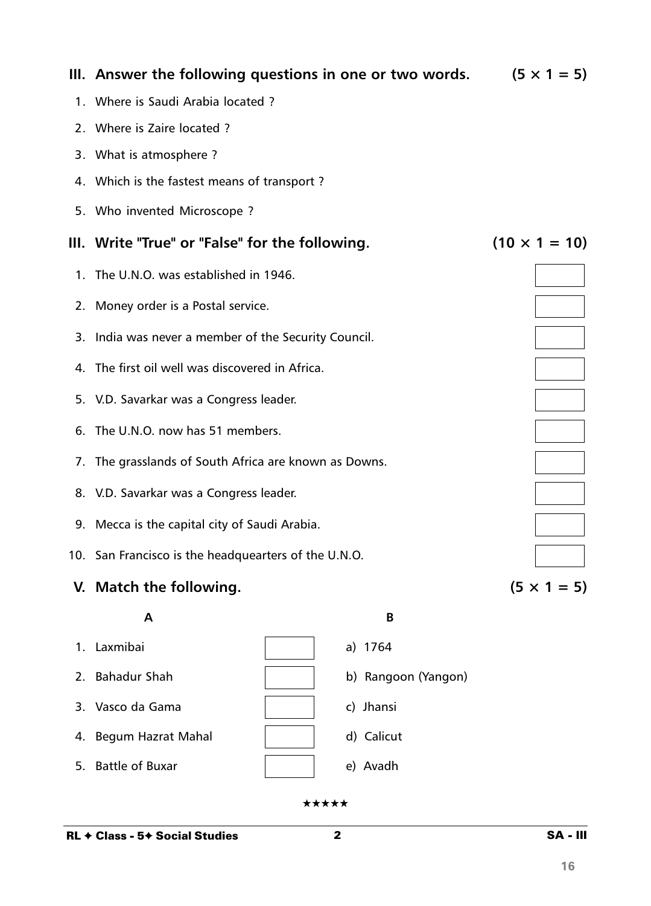## III. Answer the following questions in one or two words. (5 × 1 = 5)

1. Where is Saudi Arabia located ?
2. Where is Zaire located ?
3. What is atmosphere ?
4. Which is the fastest means of transport ?
5. Who invented Microscope ?

## III. Write "True" or "False" for the following. (10 × 1 = 10)

1. The U.N.O. was established in 1946.
2. Money order is a Postal service.
3. India was never a member of the Security Council.
4. The first oil well was discovered in Africa.
5. V.D. Savarkar was a Congress leader.
6. The U.N.O. now has 51 members.
7. The grasslands of South Africa are known as Downs.
8. V.D. Savarkar was a Congress leader.
9. Mecca is the capital city of Saudi Arabia.
10. San Francisco is the headquearters of the U.N.O.

## V. Match the following. (5 × 1 = 5)

| A | | B |
|---|---|---|
| 1. Laxmibai | | a) 1764 |
| 2. Bahadur Shah | | b) Rangoon (Yangon) |
| 3. Vasco da Gama | | c) Jhansi |
| 4. Begum Hazrat Mahal | | d) Calicut |
| 5. Battle of Buxar | | e) Avadh |

★★★★★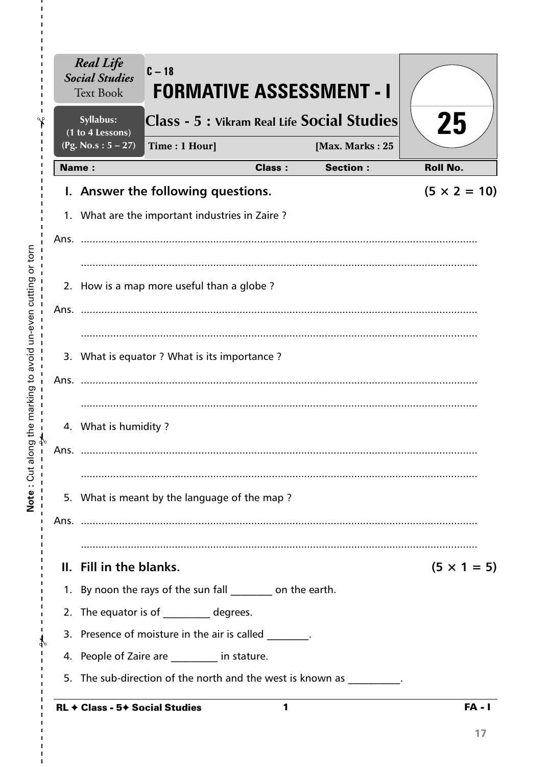*Real Life Social Studies* Text Book

Syllabus: (1 to 4 Lessons) (Pg. No.s : 5 – 27)

C – 18

# FORMATIVE ASSESSMENT - I

## Class - 5 : Vikram Real Life Social Studies

Time : 1 Hour] [Max. Marks : 25

25

| Name : | Class : | Section : | Roll No. |
|---|---|---|---|

### I. Answer the following questions. (5 × 2 = 10)

1. What are the important industries in Zaire ?

Ans. ......................................................................................................................................

......................................................................................................................................

2. How is a map more useful than a globe ?

Ans. ......................................................................................................................................

......................................................................................................................................

3. What is equator ? What is its importance ?

Ans. ......................................................................................................................................

......................................................................................................................................

4. What is humidity ?

Ans. ......................................................................................................................................

......................................................................................................................................

5. What is meant by the language of the map ?

Ans. ......................................................................................................................................

......................................................................................................................................

### II. Fill in the blanks. (5 × 1 = 5)

1. By noon the rays of the sun fall ________ on the earth.
2. The equator is of _________ degrees.
3. Presence of moisture in the air is called ________.
4. People of Zaire are _________ in stature.
5. The sub-direction of the north and the west is known as __________.

Note : Cut along the marking to avoid un-even cutting or torn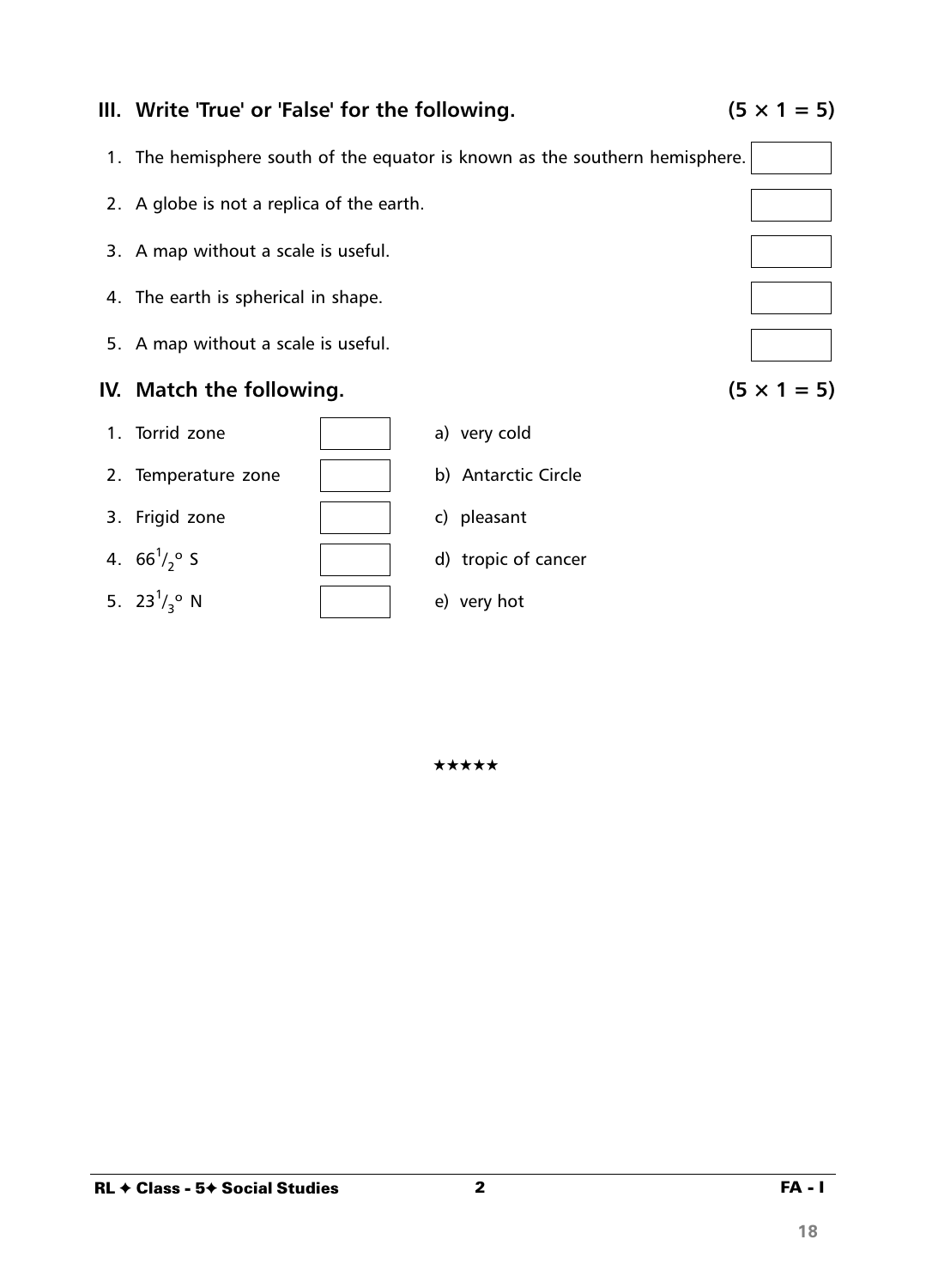## III. Write 'True' or 'False' for the following. (5 × 1 = 5)

1. The hemisphere south of the equator is known as the southern hemisphere.
2. A globe is not a replica of the earth.
3. A map without a scale is useful.
4. The earth is spherical in shape.
5. A map without a scale is useful.

## IV. Match the following. (5 × 1 = 5)

| | | |
|---|---|---|
| 1. Torrid zone | | a) very cold |
| 2. Temperature zone | | b) Antarctic Circle |
| 3. Frigid zone | | c) pleasant |
| 4. $66^1/_2°$ S | | d) tropic of cancer |
| 5. $23^1/_3°$ N | | e) very hot |

★★★★★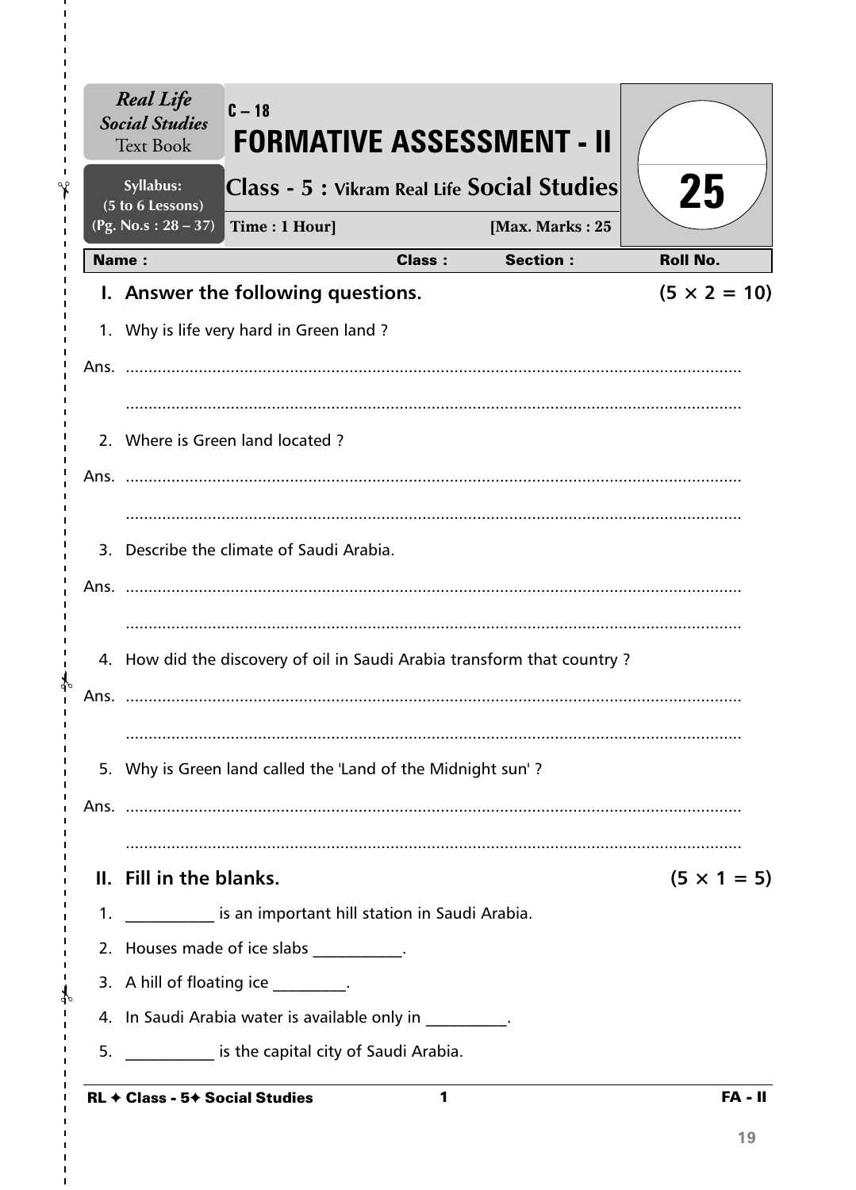Real Life Social Studies Text Book

Syllabus: (5 to 6 Lessons) (Pg. No.s : 28 – 37)

C – 18

# FORMATIVE ASSESSMENT - II

## Class - 5 : Vikram Real Life Social Studies

Time : 1 Hour] [Max. Marks : 25

25

| Name : | Class : | Section : | Roll No. |
|---|---|---|---|

### I. Answer the following questions. (5 × 2 = 10)

1. Why is life very hard in Green land ?

Ans. ......................................................................................................................

......................................................................................................................

2. Where is Green land located ?

Ans. ......................................................................................................................

......................................................................................................................

3. Describe the climate of Saudi Arabia.

Ans. ......................................................................................................................

......................................................................................................................

4. How did the discovery of oil in Saudi Arabia transform that country ?

Ans. ......................................................................................................................

......................................................................................................................

5. Why is Green land called the 'Land of the Midnight sun' ?

Ans. ......................................................................................................................

......................................................................................................................

### II. Fill in the blanks. (5 × 1 = 5)

1. ___________ is an important hill station in Saudi Arabia.
2. Houses made of ice slabs ___________.
3. A hill of floating ice _________.
4. In Saudi Arabia water is available only in __________.
5. ___________ is the capital city of Saudi Arabia.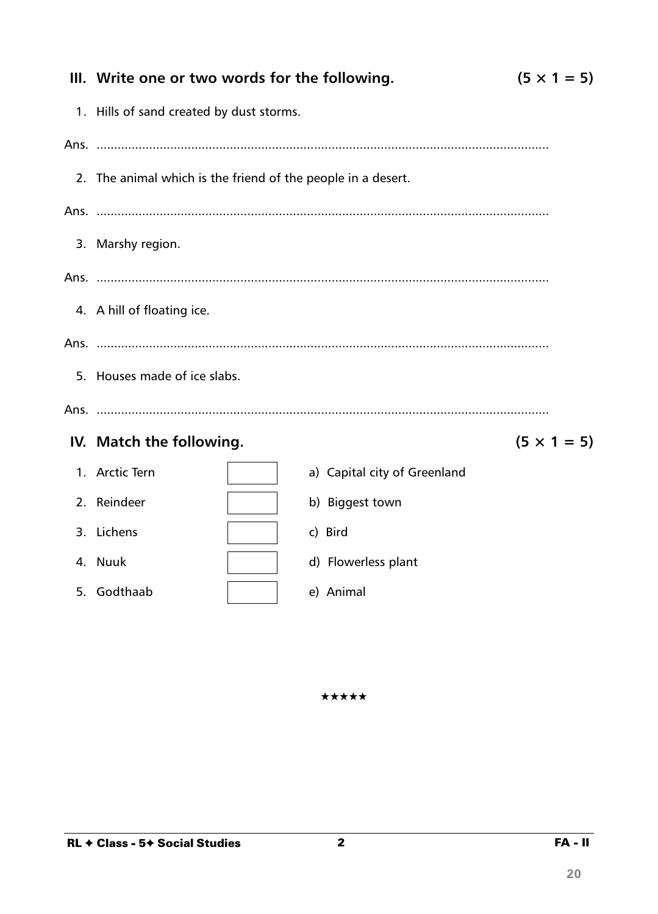## III. Write one or two words for the following. (5 × 1 = 5)

1. Hills of sand created by dust storms.

Ans. ..............................................................................................................................

2. The animal which is the friend of the people in a desert.

Ans. ..............................................................................................................................

3. Marshy region.

Ans. ..............................................................................................................................

4. A hill of floating ice.

Ans. ..............................................................................................................................

5. Houses made of ice slabs.

Ans. ..............................................................................................................................

## IV. Match the following. (5 × 1 = 5)

| | | | |
|---|---|---|---|
| 1. | Arctic Tern | | a) Capital city of Greenland |
| 2. | Reindeer | | b) Biggest town |
| 3. | Lichens | | c) Bird |
| 4. | Nuuk | | d) Flowerless plant |
| 5. | Godthaab | | e) Animal |

★★★★★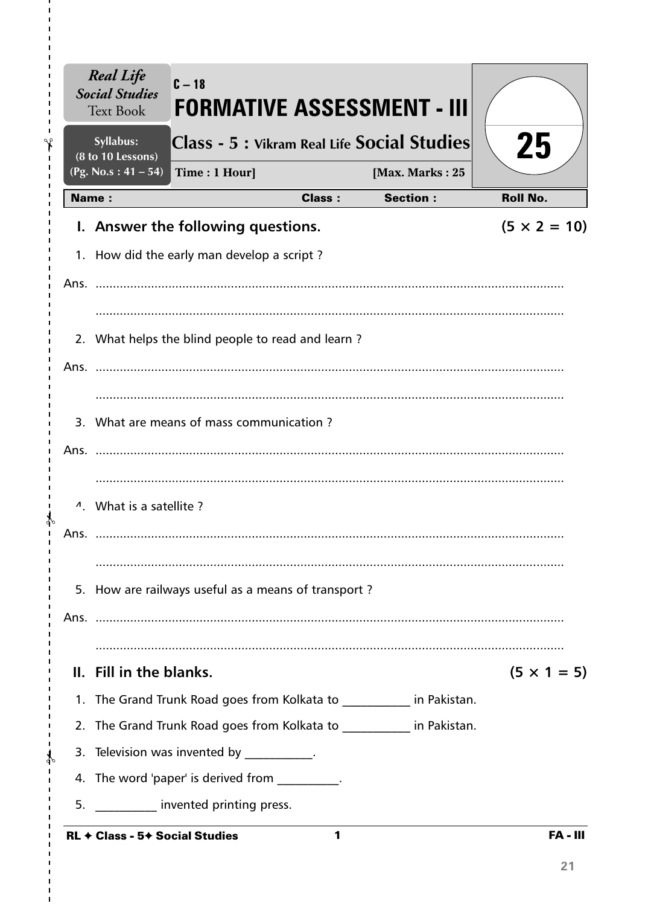*Real Life Social Studies* Text Book

Syllabus: (8 to 10 Lessons) (Pg. No.s : 41 – 54)

C – 18

# FORMATIVE ASSESSMENT - III

## Class - 5 : Vikram Real Life Social Studies

Time : 1 Hour] [Max. Marks : 25

25

| Name : | Class : | Section : | Roll No. |
|---|---|---|---|

### I. Answer the following questions. (5 × 2 = 10)

1. How did the early man develop a script ?

Ans. ..........................................................................................................................

..........................................................................................................................

2. What helps the blind people to read and learn ?

Ans. ..........................................................................................................................

..........................................................................................................................

3. What are means of mass communication ?

Ans. ..........................................................................................................................

..........................................................................................................................

4. What is a satellite ?

Ans. ..........................................................................................................................

..........................................................................................................................

5. How are railways useful as a means of transport ?

Ans. ..........................................................................................................................

..........................................................................................................................

### II. Fill in the blanks. (5 × 1 = 5)

1. The Grand Trunk Road goes from Kolkata to ___________ in Pakistan.
2. The Grand Trunk Road goes from Kolkata to ___________ in Pakistan.
3. Television was invented by ___________.
4. The word 'paper' is derived from __________.
5. __________ invented printing press.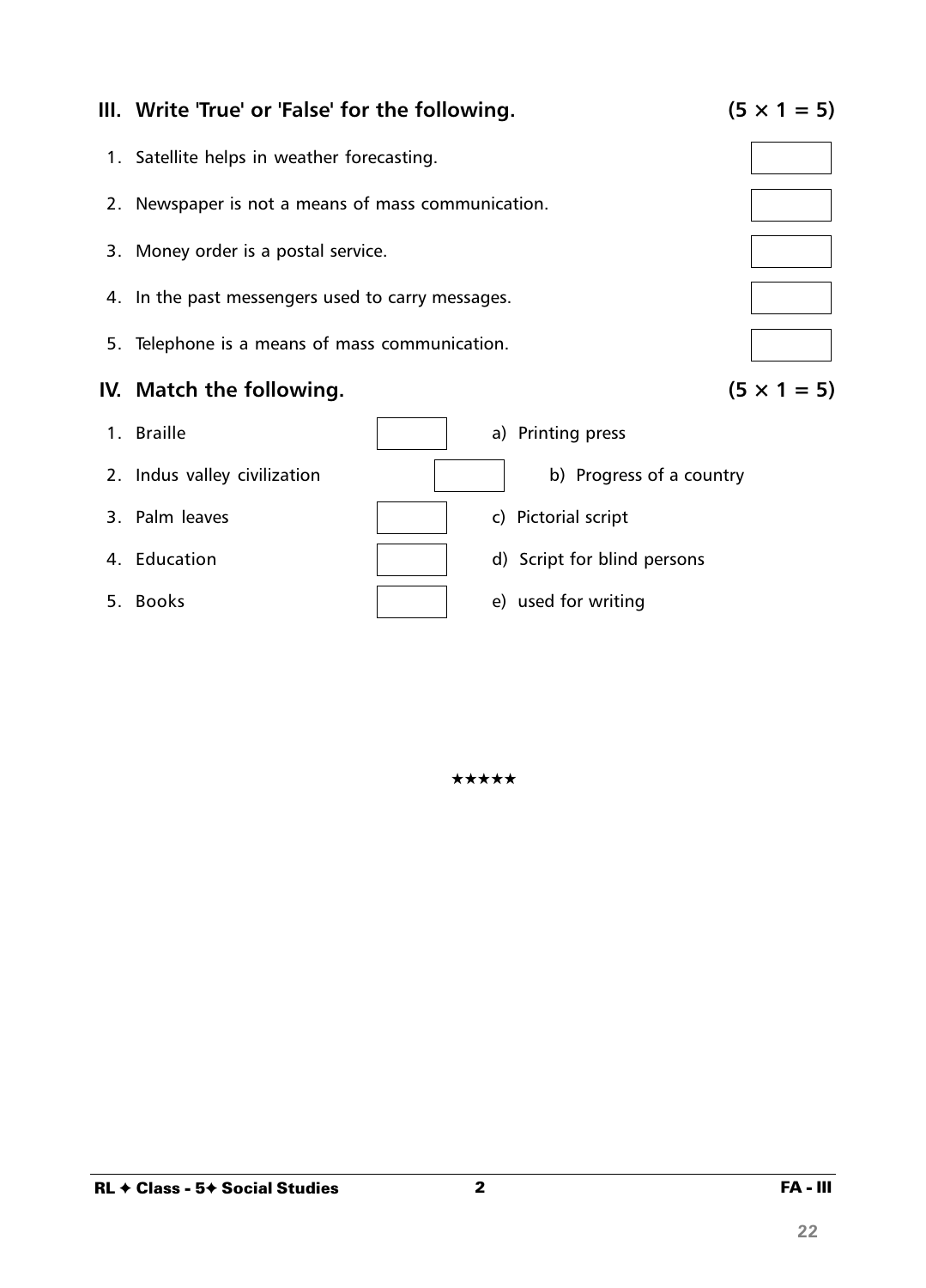## III. Write 'True' or 'False' for the following. (5 × 1 = 5)

1. Satellite helps in weather forecasting. [ ]
2. Newspaper is not a means of mass communication. [ ]
3. Money order is a postal service. [ ]
4. In the past messengers used to carry messages. [ ]
5. Telephone is a means of mass communication. [ ]

## IV. Match the following. (5 × 1 = 5)

| | | |
|---|---|---|
| 1. Braille | [ ] | a) Printing press |
| 2. Indus valley civilization | [ ] | b) Progress of a country |
| 3. Palm leaves | [ ] | c) Pictorial script |
| 4. Education | [ ] | d) Script for blind persons |
| 5. Books | [ ] | e) used for writing |

★★★★★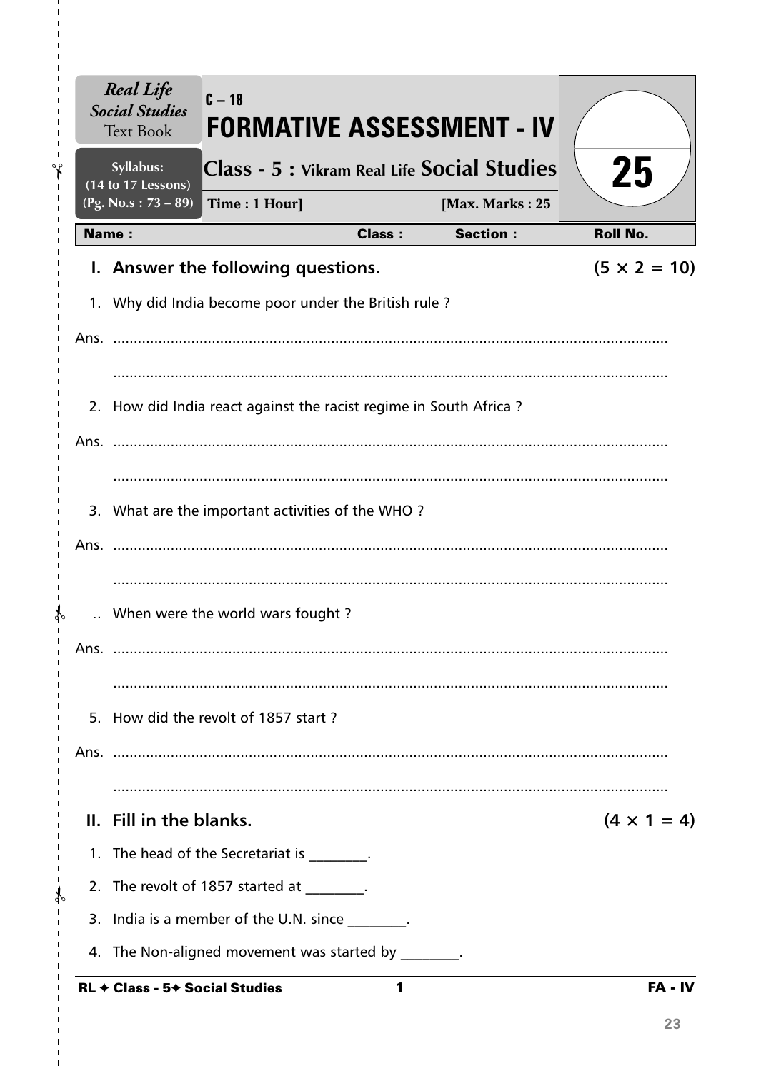*Real Life Social Studies* Text Book

Syllabus: (14 to 17 Lessons) (Pg. No.s : 73 – 89)

C – 18

# FORMATIVE ASSESSMENT - IV

## Class - 5 : Vikram Real Life Social Studies

**Time : 1 Hour]** **[Max. Marks : 25**

**25**

| Name : | Class : | Section : | Roll No. |
|---|---|---|---|

### I. Answer the following questions. (5 × 2 = 10)

1. Why did India become poor under the British rule ?

Ans. ......................................................................................................................................

......................................................................................................................................

2. How did India react against the racist regime in South Africa ?

Ans. ......................................................................................................................................

......................................................................................................................................

3. What are the important activities of the WHO ?

Ans. ......................................................................................................................................

......................................................................................................................................

.. When were the world wars fought ?

Ans. ......................................................................................................................................

......................................................................................................................................

5. How did the revolt of 1857 start ?

Ans. ......................................................................................................................................

......................................................................................................................................

### II. Fill in the blanks. (4 × 1 = 4)

1. The head of the Secretariat is ________.
2. The revolt of 1857 started at ________.
3. India is a member of the U.N. since ________.
4. The Non-aligned movement was started by ________.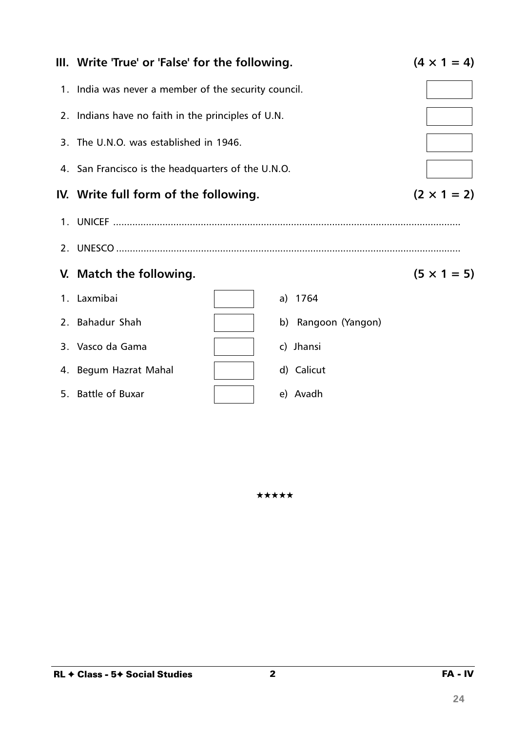## III. Write 'True' or 'False' for the following. (4 × 1 = 4)

1. India was never a member of the security council.
2. Indians have no faith in the principles of U.N.
3. The U.N.O. was established in 1946.
4. San Francisco is the headquarters of the U.N.O.

## IV. Write full form of the following. (2 × 1 = 2)

1. UNICEF ..............................................................................................................
2. UNESCO ............................................................................................................

## V. Match the following. (5 × 1 = 5)

| | | |
|---|---|---|
| 1. Laxmibai | | a) 1764 |
| 2. Bahadur Shah | | b) Rangoon (Yangon) |
| 3. Vasco da Gama | | c) Jhansi |
| 4. Begum Hazrat Mahal | | d) Calicut |
| 5. Battle of Buxar | | e) Avadh |

★★★★★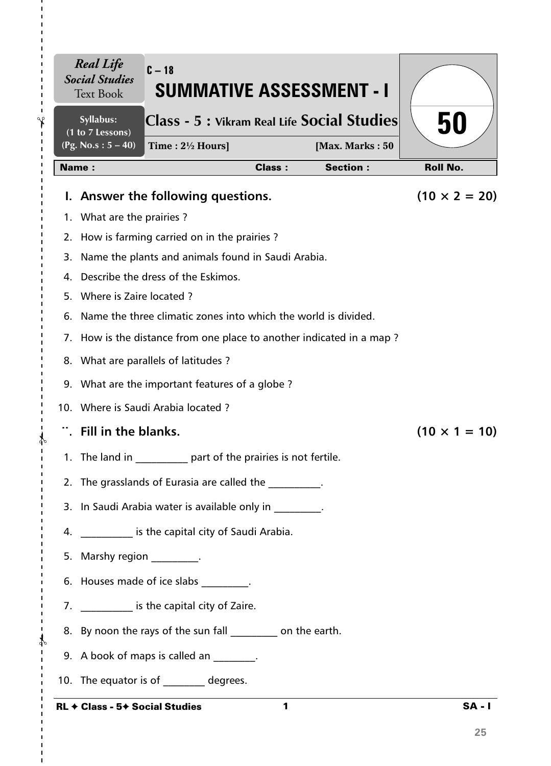*Real Life Social Studies* Text Book

Syllabus: (1 to 7 Lessons) (Pg. No.s : 5 – 40)

C – 18

# SUMMATIVE ASSESSMENT - I

## Class - 5 : Vikram Real Life Social Studies

Time : 2½ Hours] [Max. Marks : 50

50

| Name : | Class : | Section : | Roll No. |
|---|---|---|---|

### I. Answer the following questions. (10 × 2 = 20)

1. What are the prairies ?
2. How is farming carried on in the prairies ?
3. Name the plants and animals found in Saudi Arabia.
4. Describe the dress of the Eskimos.
5. Where is Zaire located ?
6. Name the three climatic zones into which the world is divided.
7. How is the distance from one place to another indicated in a map ?
8. What are parallels of latitudes ?
9. What are the important features of a globe ?
10. Where is Saudi Arabia located ?

### ¨. Fill in the blanks. (10 × 1 = 10)

1. The land in __________ part of the prairies is not fertile.
2. The grasslands of Eurasia are called the __________.
3. In Saudi Arabia water is available only in _________.
4. __________ is the capital city of Saudi Arabia.
5. Marshy region _________.
6. Houses made of ice slabs _________.
7. __________ is the capital city of Zaire.
8. By noon the rays of the sun fall _________ on the earth.
9. A book of maps is called an ________.
10. The equator is of ________ degrees.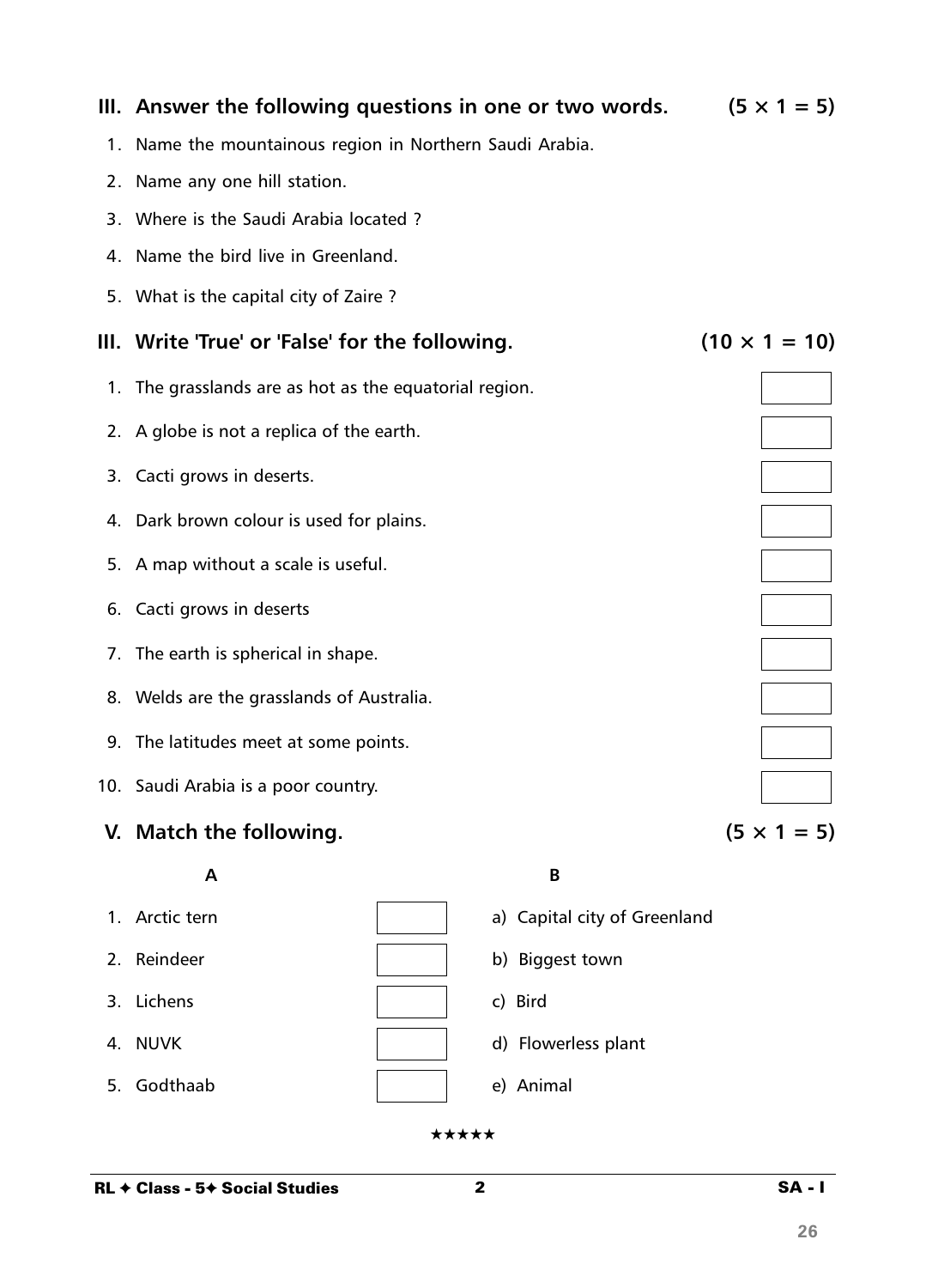## III. Answer the following questions in one or two words. (5 × 1 = 5)

1. Name the mountainous region in Northern Saudi Arabia.
2. Name any one hill station.
3. Where is the Saudi Arabia located ?
4. Name the bird live in Greenland.
5. What is the capital city of Zaire ?

## III. Write 'True' or 'False' for the following. (10 × 1 = 10)

1. The grasslands are as hot as the equatorial region.
2. A globe is not a replica of the earth.
3. Cacti grows in deserts.
4. Dark brown colour is used for plains.
5. A map without a scale is useful.
6. Cacti grows in deserts
7. The earth is spherical in shape.
8. Welds are the grasslands of Australia.
9. The latitudes meet at some points.
10. Saudi Arabia is a poor country.

## V. Match the following. (5 × 1 = 5)

| A | | B |
|---|---|---|
| 1. Arctic tern | | a) Capital city of Greenland |
| 2. Reindeer | | b) Biggest town |
| 3. Lichens | | c) Bird |
| 4. NUVK | | d) Flowerless plant |
| 5. Godthaab | | e) Animal |

★★★★★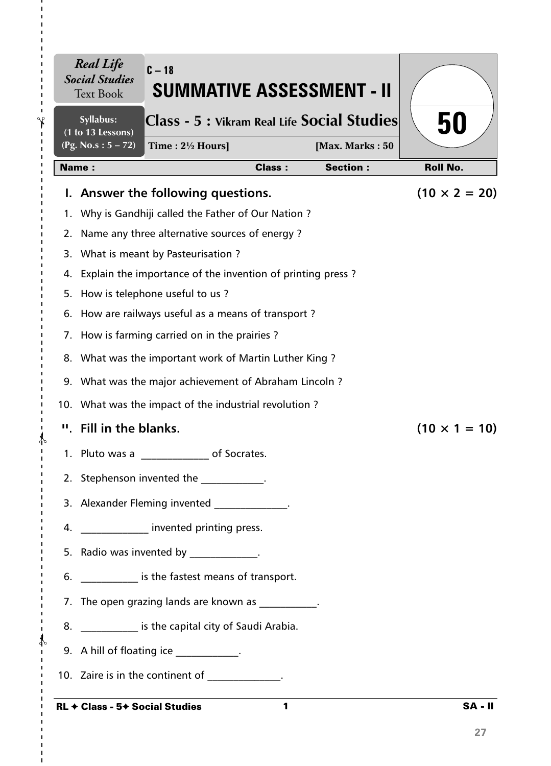*Real Life Social Studies* Text Book

**Syllabus: (1 to 13 Lessons) (Pg. No.s : 5 – 72)**

C – 18

# SUMMATIVE ASSESSMENT - II

## Class - 5 : Vikram Real Life Social Studies

**Time : 2½ Hours]** **[Max. Marks : 50**

**50**

| Name : | Class : | Section : | Roll No. |
|---|---|---|---|

### I. Answer the following questions. (10 × 2 = 20)

1. Why is Gandhiji called the Father of Our Nation ?
2. Name any three alternative sources of energy ?
3. What is meant by Pasteurisation ?
4. Explain the importance of the invention of printing press ?
5. How is telephone useful to us ?
6. How are railways useful as a means of transport ?
7. How is farming carried on in the prairies ?
8. What was the important work of Martin Luther King ?
9. What was the major achievement of Abraham Lincoln ?
10. What was the impact of the industrial revolution ?

### II. Fill in the blanks. (10 × 1 = 10)

1. Pluto was a _____________ of Socrates.
2. Stephenson invented the ____________.
3. Alexander Fleming invented ______________.
4. _____________ invented printing press.
5. Radio was invented by _____________.
6. ___________ is the fastest means of transport.
7. The open grazing lands are known as ___________.
8. ___________ is the capital city of Saudi Arabia.
9. A hill of floating ice ____________.
10. Zaire is in the continent of ______________.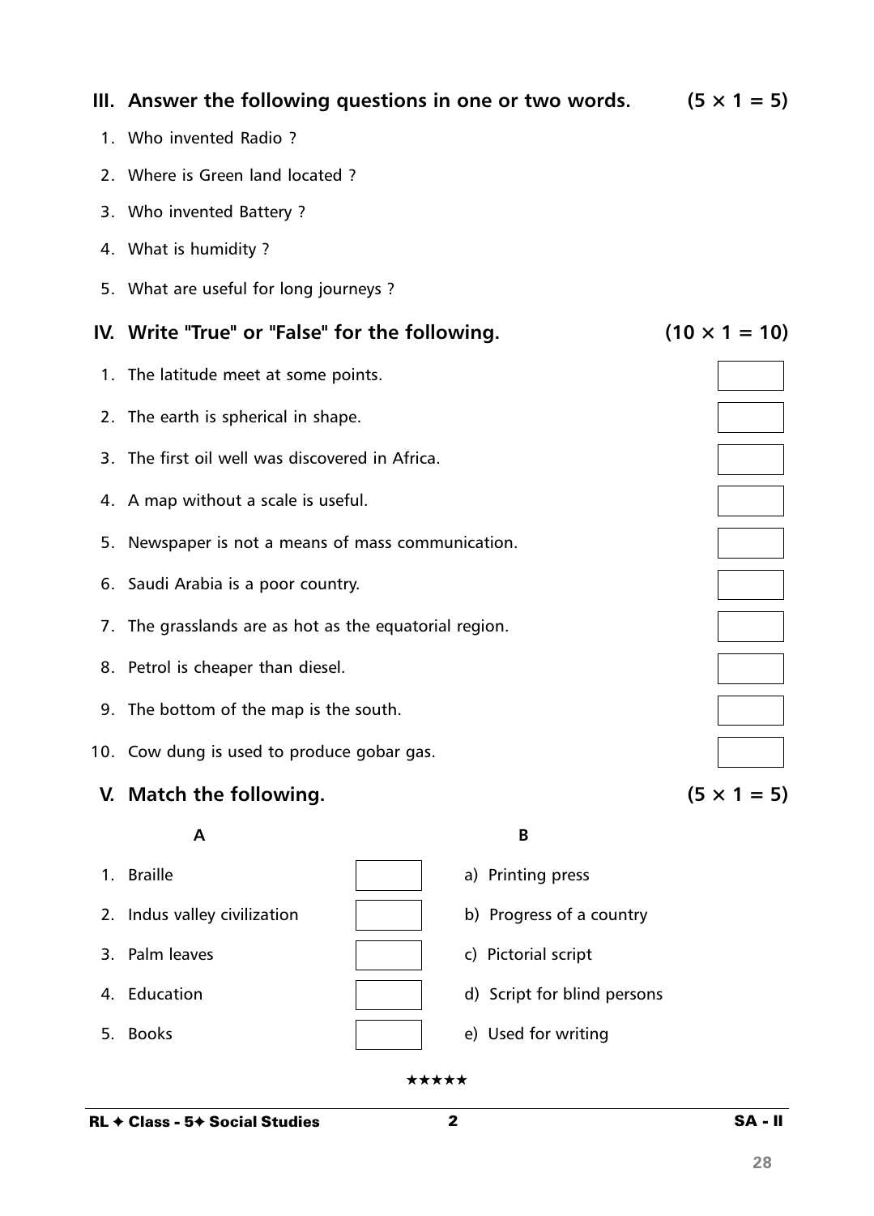## III. Answer the following questions in one or two words. (5 × 1 = 5)

1. Who invented Radio ?
2. Where is Green land located ?
3. Who invented Battery ?
4. What is humidity ?
5. What are useful for long journeys ?

## IV. Write "True" or "False" for the following. (10 × 1 = 10)

1. The latitude meet at some points.
2. The earth is spherical in shape.
3. The first oil well was discovered in Africa.
4. A map without a scale is useful.
5. Newspaper is not a means of mass communication.
6. Saudi Arabia is a poor country.
7. The grasslands are as hot as the equatorial region.
8. Petrol is cheaper than diesel.
9. The bottom of the map is the south.
10. Cow dung is used to produce gobar gas.

## V. Match the following. (5 × 1 = 5)

| A | | B |
|---|---|---|
| 1. Braille | | a) Printing press |
| 2. Indus valley civilization | | b) Progress of a country |
| 3. Palm leaves | | c) Pictorial script |
| 4. Education | | d) Script for blind persons |
| 5. Books | | e) Used for writing |

★★★★★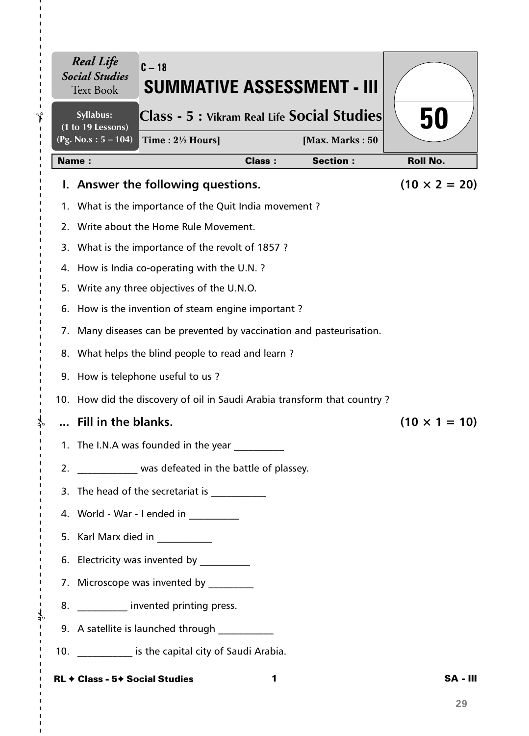**Real Life Social Studies** Text Book

**Syllabus:** (1 to 19 Lessons) (Pg. No.s : 5 – 104)

C – 18

# SUMMATIVE ASSESSMENT - III

## Class - 5 : Vikram Real Life Social Studies

Time : 2½ Hours] [Max. Marks : 50

50

**Name :** **Class :** **Section :** **Roll No.**

### I. Answer the following questions. (10 × 2 = 20)

1. What is the importance of the Quit India movement ?
2. Write about the Home Rule Movement.
3. What is the importance of the revolt of 1857 ?
4. How is India co-operating with the U.N. ?
5. Write any three objectives of the U.N.O.
6. How is the invention of steam engine important ?
7. Many diseases can be prevented by vaccination and pasteurisation.
8. What helps the blind people to read and learn ?
9. How is telephone useful to us ?
10. How did the discovery of oil in Saudi Arabia transform that country ?

### ... Fill in the blanks. (10 × 1 = 10)

1. The I.N.A was founded in the year __________
2. ____________ was defeated in the battle of plassey.
3. The head of the secretariat is ___________
4. World - War - I ended in __________
5. Karl Marx died in ___________
6. Electricity was invented by __________
7. Microscope was invented by _________
8. __________ invented printing press.
9. A satellite is launched through ___________
10. ___________ is the capital city of Saudi Arabia.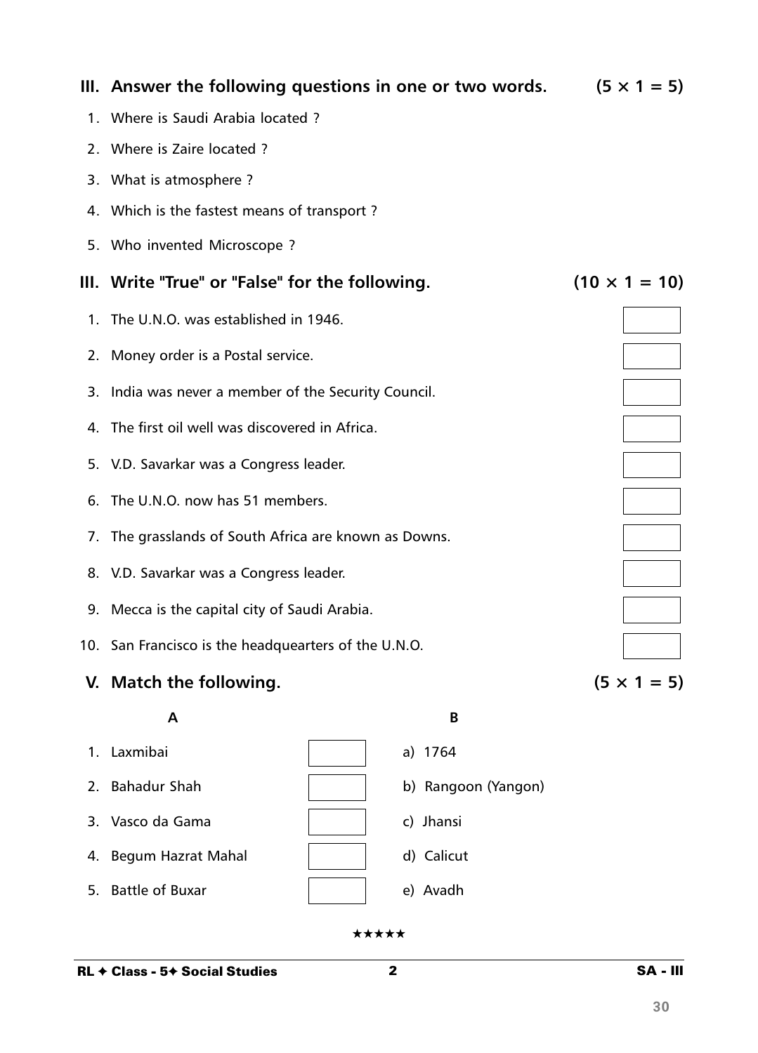## III. Answer the following questions in one or two words. (5 × 1 = 5)

1. Where is Saudi Arabia located ?
2. Where is Zaire located ?
3. What is atmosphere ?
4. Which is the fastest means of transport ?
5. Who invented Microscope ?

## III. Write "True" or "False" for the following. (10 × 1 = 10)

1. The U.N.O. was established in 1946.
2. Money order is a Postal service.
3. India was never a member of the Security Council.
4. The first oil well was discovered in Africa.
5. V.D. Savarkar was a Congress leader.
6. The U.N.O. now has 51 members.
7. The grasslands of South Africa are known as Downs.
8. V.D. Savarkar was a Congress leader.
9. Mecca is the capital city of Saudi Arabia.
10. San Francisco is the headquearters of the U.N.O.

## V. Match the following. (5 × 1 = 5)

| A | | B |
|---|---|---|
| 1. Laxmibai | | a) 1764 |
| 2. Bahadur Shah | | b) Rangoon (Yangon) |
| 3. Vasco da Gama | | c) Jhansi |
| 4. Begum Hazrat Mahal | | d) Calicut |
| 5. Battle of Buxar | | e) Avadh |

★★★★★